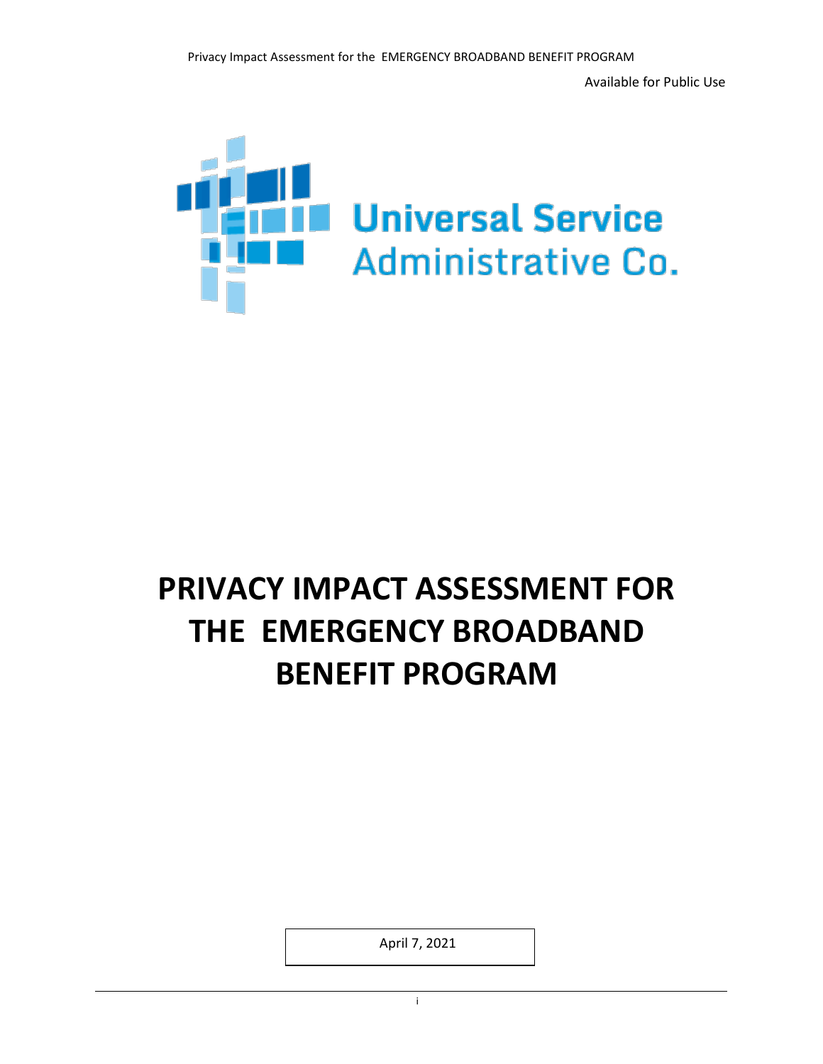Available for Public Use

Universal Service Administrative Co.

# PRIVACY IMPACT ASSESSMENT FOR THE EMERGENCY BROADBAND BENEFIT PROGRAM

April 7, 2021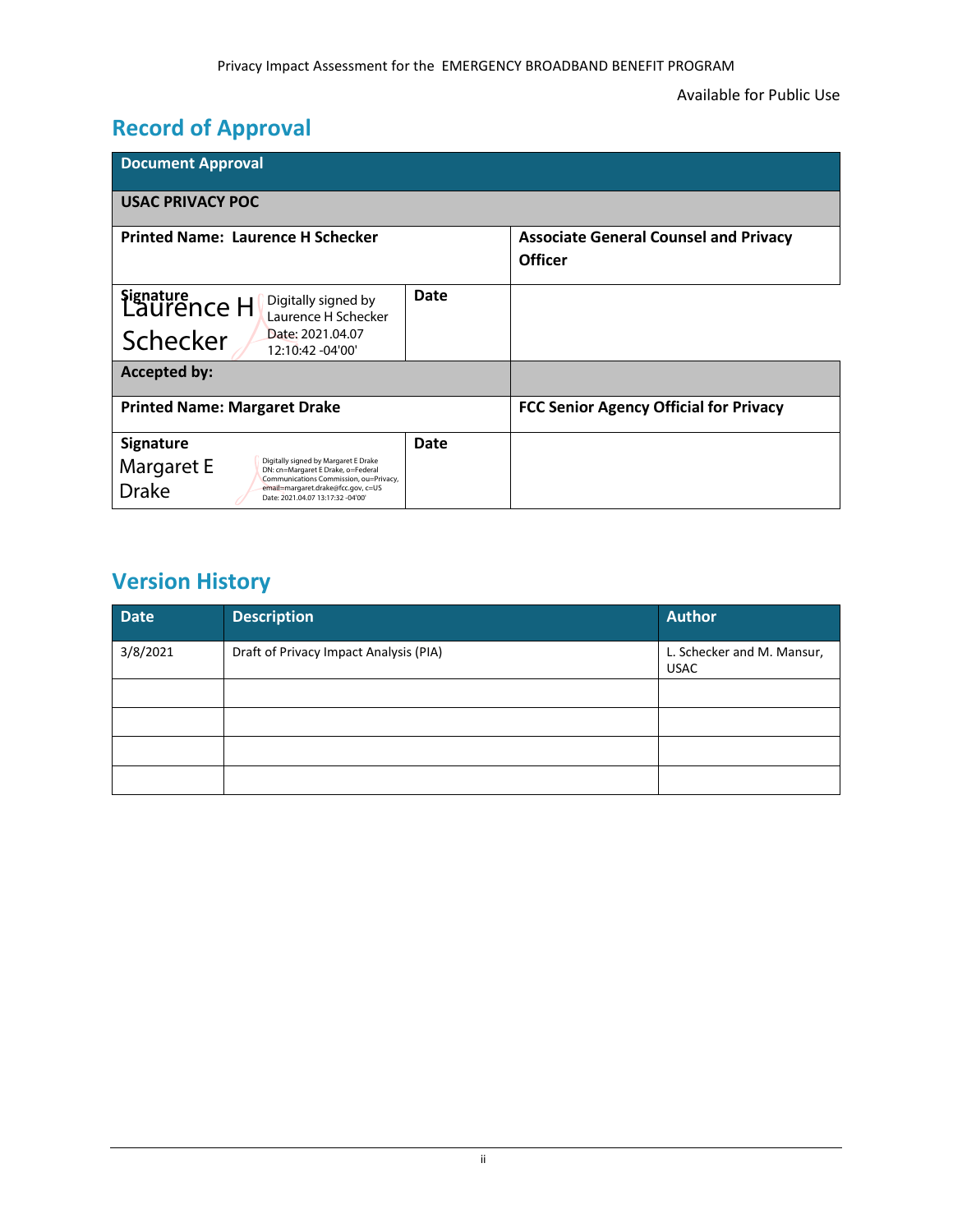Available for Public Use

## Record of Approval

| Document Approval | | |
|---|---|---|
| **USAC PRIVACY POC** | | |
| **Printed Name: Laurence H Schecker** | | **Associate General Counsel and Privacy Officer** |
| **Signature** Laurence H Schecker — Digitally signed by Laurence H Schecker Date: 2021.04.07 12:10:42 -04'00' | **Date** | |
| **Accepted by:** | | |
| **Printed Name: Margaret Drake** | | **FCC Senior Agency Official for Privacy** |
| **Signature** Margaret E Drake — Digitally signed by Margaret E Drake DN: cn=Margaret E Drake, o=Federal Communications Commission, ou=Privacy, email=margaret.drake@fcc.gov, c=US Date: 2021.04.07 13:17:32 -04'00' | **Date** | |

## Version History

| Date | Description | Author |
|---|---|---|
| 3/8/2021 | Draft of Privacy Impact Analysis (PIA) | L. Schecker and M. Mansur, USAC |
| | | |
| | | |
| | | |
| | | |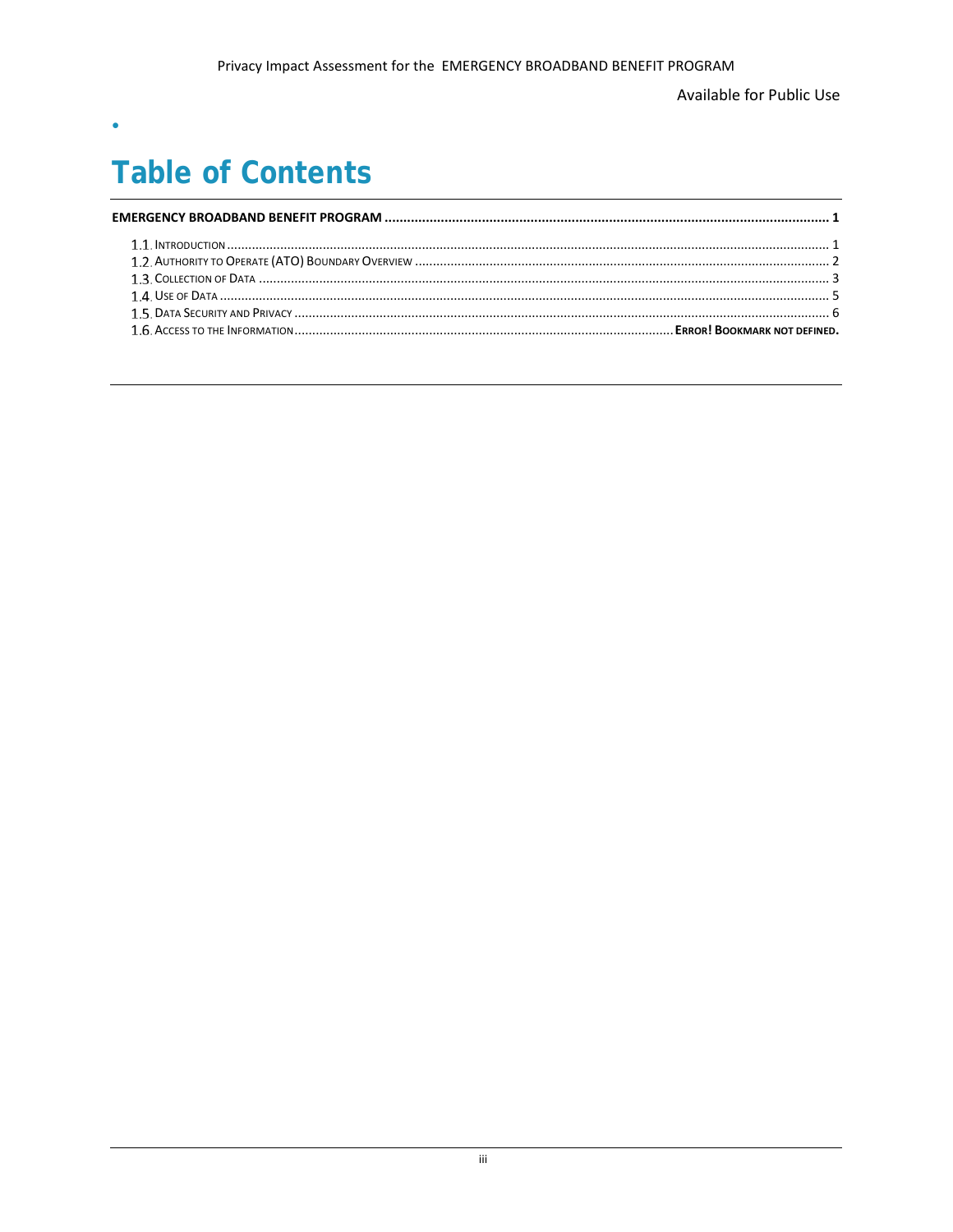# Table of Contents

**EMERGENCY BROADBAND BENEFIT PROGRAM ........................................................................................................................ 1**

1.1. Introduction ........................................................................................................................................................ 1
1.2. Authority to Operate (ATO) Boundary Overview ..................................................................................................... 2
1.3. Collection of Data ................................................................................................................................................ 3
1.4. Use of Data .......................................................................................................................................................... 5
1.5. Data Security and Privacy ...................................................................................................................................... 6
1.6. Access to the Information .......................................................................................... **Error! Bookmark not defined.**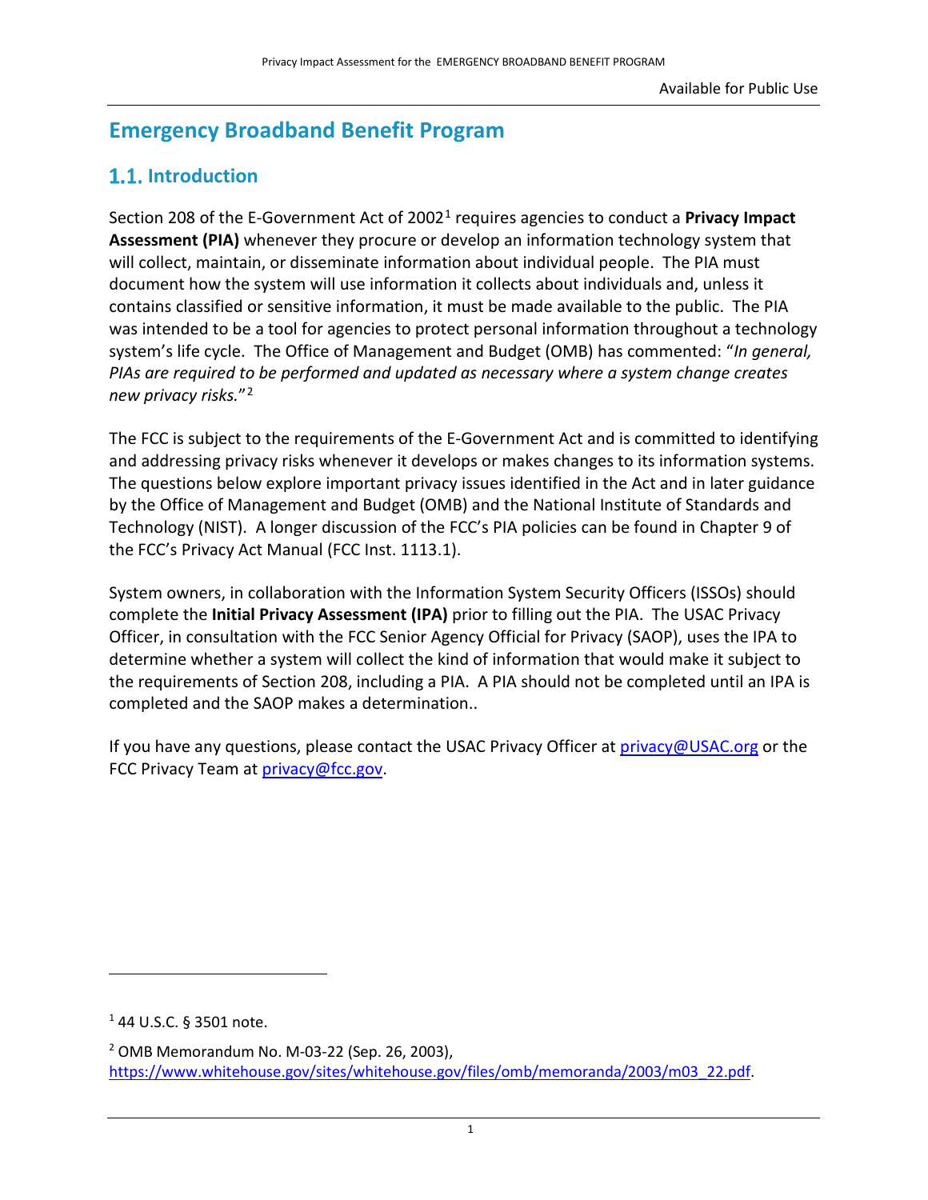# Emergency Broadband Benefit Program

## 1.1. Introduction

Section 208 of the E-Government Act of 2002[1] requires agencies to conduct a **Privacy Impact Assessment (PIA)** whenever they procure or develop an information technology system that will collect, maintain, or disseminate information about individual people. The PIA must document how the system will use information it collects about individuals and, unless it contains classified or sensitive information, it must be made available to the public. The PIA was intended to be a tool for agencies to protect personal information throughout a technology system's life cycle. The Office of Management and Budget (OMB) has commented: "*In general, PIAs are required to be performed and updated as necessary where a system change creates new privacy risks.*"[2]

The FCC is subject to the requirements of the E-Government Act and is committed to identifying and addressing privacy risks whenever it develops or makes changes to its information systems. The questions below explore important privacy issues identified in the Act and in later guidance by the Office of Management and Budget (OMB) and the National Institute of Standards and Technology (NIST). A longer discussion of the FCC's PIA policies can be found in Chapter 9 of the FCC's Privacy Act Manual (FCC Inst. 1113.1).

System owners, in collaboration with the Information System Security Officers (ISSOs) should complete the **Initial Privacy Assessment (IPA)** prior to filling out the PIA. The USAC Privacy Officer, in consultation with the FCC Senior Agency Official for Privacy (SAOP), uses the IPA to determine whether a system will collect the kind of information that would make it subject to the requirements of Section 208, including a PIA. A PIA should not be completed until an IPA is completed and the SAOP makes a determination..

If you have any questions, please contact the USAC Privacy Officer at privacy@USAC.org or the FCC Privacy Team at privacy@fcc.gov.

---

[1] 44 U.S.C. § 3501 note.

[2] OMB Memorandum No. M-03-22 (Sep. 26, 2003), https://www.whitehouse.gov/sites/whitehouse.gov/files/omb/memoranda/2003/m03_22.pdf.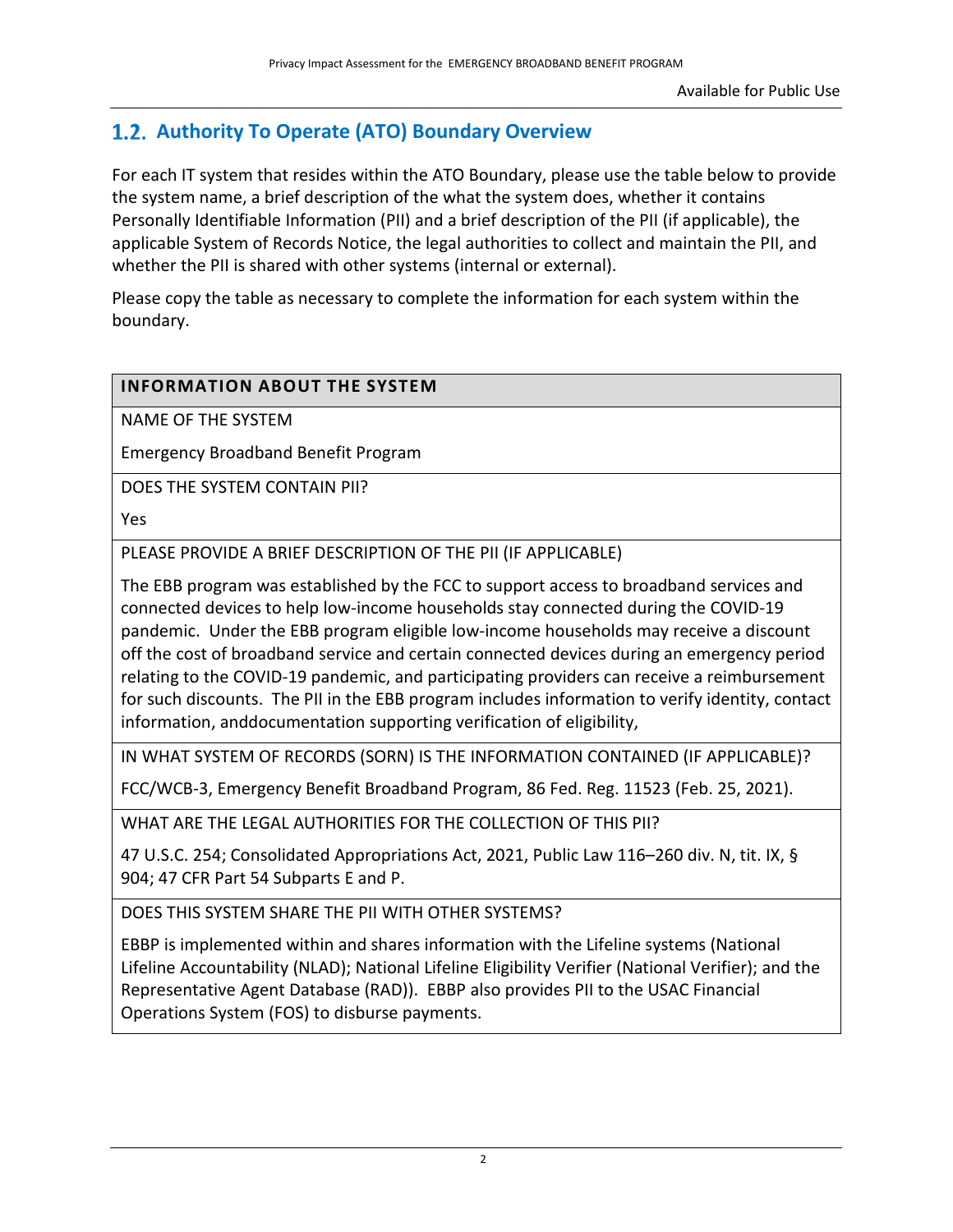## 1.2. Authority To Operate (ATO) Boundary Overview

For each IT system that resides within the ATO Boundary, please use the table below to provide the system name, a brief description of the what the system does, whether it contains Personally Identifiable Information (PII) and a brief description of the PII (if applicable), the applicable System of Records Notice, the legal authorities to collect and maintain the PII, and whether the PII is shared with other systems (internal or external).

Please copy the table as necessary to complete the information for each system within the boundary.

| **INFORMATION ABOUT THE SYSTEM** |
| --- |
| NAME OF THE SYSTEM<br><br>Emergency Broadband Benefit Program |
| DOES THE SYSTEM CONTAIN PII?<br><br>Yes |
| PLEASE PROVIDE A BRIEF DESCRIPTION OF THE PII (IF APPLICABLE)<br><br>The EBB program was established by the FCC to support access to broadband services and connected devices to help low-income households stay connected during the COVID-19 pandemic. Under the EBB program eligible low-income households may receive a discount off the cost of broadband service and certain connected devices during an emergency period relating to the COVID-19 pandemic, and participating providers can receive a reimbursement for such discounts. The PII in the EBB program includes information to verify identity, contact information, anddocumentation supporting verification of eligibility, |
| IN WHAT SYSTEM OF RECORDS (SORN) IS THE INFORMATION CONTAINED (IF APPLICABLE)?<br><br>FCC/WCB-3, Emergency Benefit Broadband Program, 86 Fed. Reg. 11523 (Feb. 25, 2021). |
| WHAT ARE THE LEGAL AUTHORITIES FOR THE COLLECTION OF THIS PII?<br><br>47 U.S.C. 254; Consolidated Appropriations Act, 2021, Public Law 116–260 div. N, tit. IX, § 904; 47 CFR Part 54 Subparts E and P. |
| DOES THIS SYSTEM SHARE THE PII WITH OTHER SYSTEMS?<br><br>EBBP is implemented within and shares information with the Lifeline systems (National Lifeline Accountability (NLAD); National Lifeline Eligibility Verifier (National Verifier); and the Representative Agent Database (RAD)). EBBP also provides PII to the USAC Financial Operations System (FOS) to disburse payments. |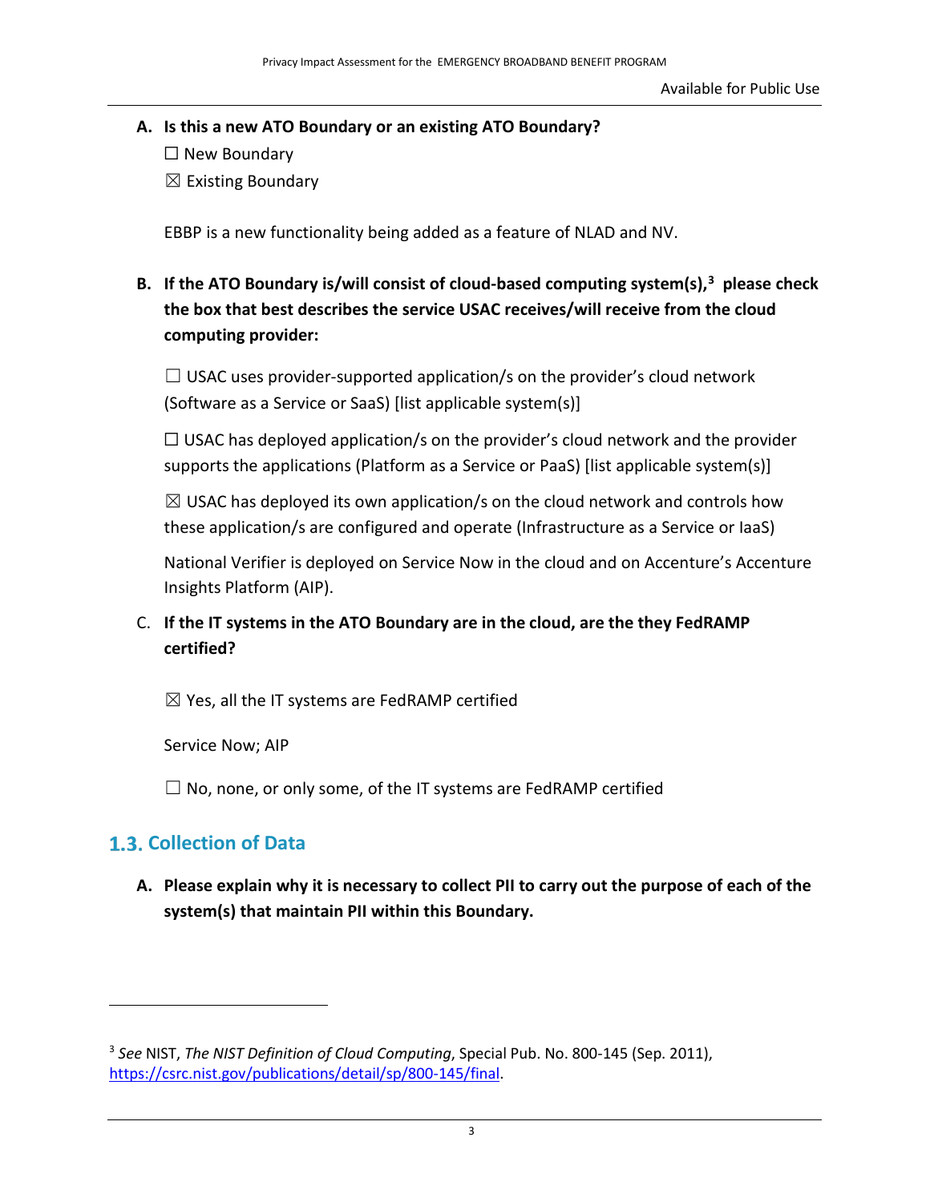**A. Is this a new ATO Boundary or an existing ATO Boundary?**

☐ New Boundary

☒ Existing Boundary

EBBP is a new functionality being added as a feature of NLAD and NV.

**B. If the ATO Boundary is/will consist of cloud-based computing system(s),[3] please check the box that best describes the service USAC receives/will receive from the cloud computing provider:**

☐ USAC uses provider-supported application/s on the provider's cloud network (Software as a Service or SaaS) [list applicable system(s)]

☐ USAC has deployed application/s on the provider's cloud network and the provider supports the applications (Platform as a Service or PaaS) [list applicable system(s)]

☒ USAC has deployed its own application/s on the cloud network and controls how these application/s are configured and operate (Infrastructure as a Service or IaaS)

National Verifier is deployed on Service Now in the cloud and on Accenture's Accenture Insights Platform (AIP).

C. **If the IT systems in the ATO Boundary are in the cloud, are the they FedRAMP certified?**

☒ Yes, all the IT systems are FedRAMP certified

Service Now; AIP

☐ No, none, or only some, of the IT systems are FedRAMP certified

## 1.3. Collection of Data

**A. Please explain why it is necessary to collect PII to carry out the purpose of each of the system(s) that maintain PII within this Boundary.**

---

[3] *See* NIST, *The NIST Definition of Cloud Computing*, Special Pub. No. 800-145 (Sep. 2011), https://csrc.nist.gov/publications/detail/sp/800-145/final.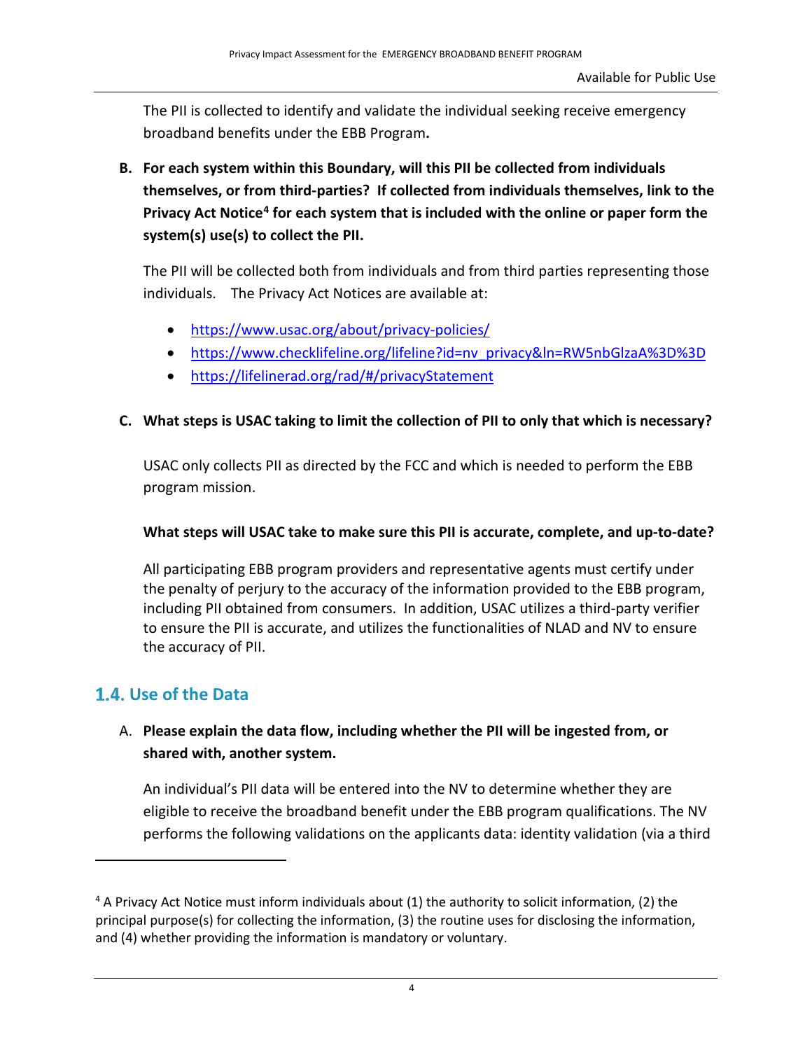The PII is collected to identify and validate the individual seeking receive emergency broadband benefits under the EBB Program**.**

**B. For each system within this Boundary, will this PII be collected from individuals themselves, or from third-parties? If collected from individuals themselves, link to the Privacy Act Notice[4] for each system that is included with the online or paper form the system(s) use(s) to collect the PII.**

The PII will be collected both from individuals and from third parties representing those individuals. The Privacy Act Notices are available at:

- https://www.usac.org/about/privacy-policies/
- https://www.checklifeline.org/lifeline?id=nv_privacy&ln=RW5nbGlzaA%3D%3D
- https://lifelinerad.org/rad/#/privacyStatement

**C. What steps is USAC taking to limit the collection of PII to only that which is necessary?**

USAC only collects PII as directed by the FCC and which is needed to perform the EBB program mission.

**What steps will USAC take to make sure this PII is accurate, complete, and up-to-date?**

All participating EBB program providers and representative agents must certify under the penalty of perjury to the accuracy of the information provided to the EBB program, including PII obtained from consumers. In addition, USAC utilizes a third-party verifier to ensure the PII is accurate, and utilizes the functionalities of NLAD and NV to ensure the accuracy of PII.

## 1.4. Use of the Data

A. **Please explain the data flow, including whether the PII will be ingested from, or shared with, another system.**

An individual's PII data will be entered into the NV to determine whether they are eligible to receive the broadband benefit under the EBB program qualifications. The NV performs the following validations on the applicants data: identity validation (via a third

---

[4] A Privacy Act Notice must inform individuals about (1) the authority to solicit information, (2) the principal purpose(s) for collecting the information, (3) the routine uses for disclosing the information, and (4) whether providing the information is mandatory or voluntary.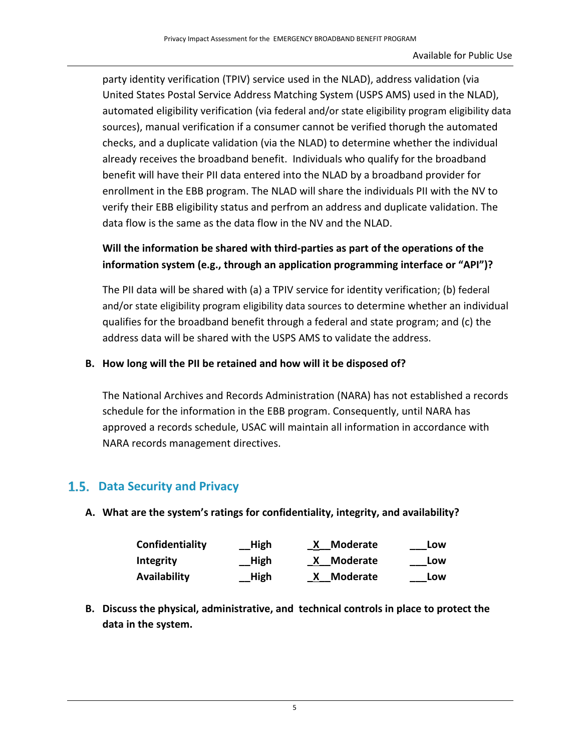party identity verification (TPIV) service used in the NLAD), address validation (via United States Postal Service Address Matching System (USPS AMS) used in the NLAD), automated eligibility verification (via federal and/or state eligibility program eligibility data sources), manual verification if a consumer cannot be verified thorugh the automated checks, and a duplicate validation (via the NLAD) to determine whether the individual already receives the broadband benefit. Individuals who qualify for the broadband benefit will have their PII data entered into the NLAD by a broadband provider for enrollment in the EBB program. The NLAD will share the individuals PII with the NV to verify their EBB eligibility status and perfrom an address and duplicate validation. The data flow is the same as the data flow in the NV and the NLAD.

**Will the information be shared with third-parties as part of the operations of the information system (e.g., through an application programming interface or "API")?**

The PII data will be shared with (a) a TPIV service for identity verification; (b) federal and/or state eligibility program eligibility data sources to determine whether an individual qualifies for the broadband benefit through a federal and state program; and (c) the address data will be shared with the USPS AMS to validate the address.

**B. How long will the PII be retained and how will it be disposed of?**

The National Archives and Records Administration (NARA) has not established a records schedule for the information in the EBB program. Consequently, until NARA has approved a records schedule, USAC will maintain all information in accordance with NARA records management directives.

## 1.5. Data Security and Privacy

**A. What are the system's ratings for confidentiality, integrity, and availability?**

| | | | |
|---|---|---|---|
| **Confidentiality** | **__High** | **_X__Moderate** | **___Low** |
| **Integrity** | **__High** | **_X__Moderate** | **___Low** |
| **Availability** | **__High** | **_X__Moderate** | **___Low** |

**B. Discuss the physical, administrative, and technical controls in place to protect the data in the system.**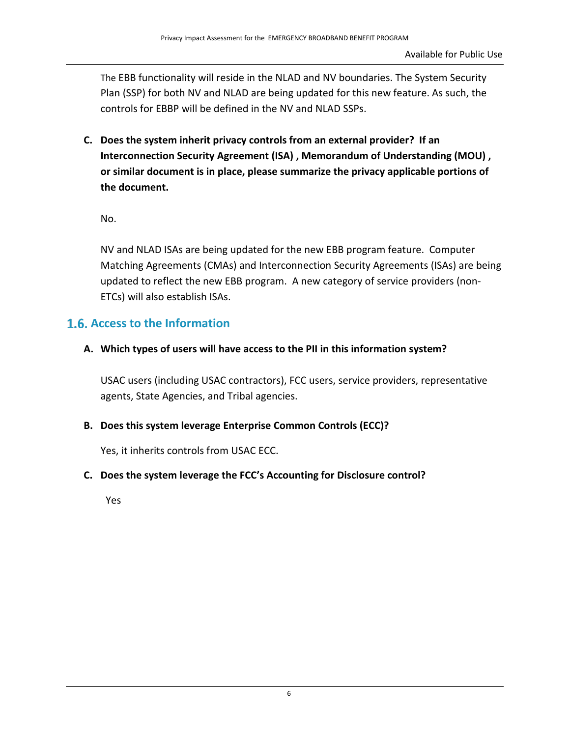The EBB functionality will reside in the NLAD and NV boundaries. The System Security Plan (SSP) for both NV and NLAD are being updated for this new feature. As such, the controls for EBBP will be defined in the NV and NLAD SSPs.

**C. Does the system inherit privacy controls from an external provider? If an Interconnection Security Agreement (ISA) , Memorandum of Understanding (MOU) , or similar document is in place, please summarize the privacy applicable portions of the document.**

No.

NV and NLAD ISAs are being updated for the new EBB program feature. Computer Matching Agreements (CMAs) and Interconnection Security Agreements (ISAs) are being updated to reflect the new EBB program. A new category of service providers (non-ETCs) will also establish ISAs.

## 1.6. Access to the Information

**A. Which types of users will have access to the PII in this information system?**

USAC users (including USAC contractors), FCC users, service providers, representative agents, State Agencies, and Tribal agencies.

**B. Does this system leverage Enterprise Common Controls (ECC)?**

Yes, it inherits controls from USAC ECC.

**C. Does the system leverage the FCC's Accounting for Disclosure control?**

Yes